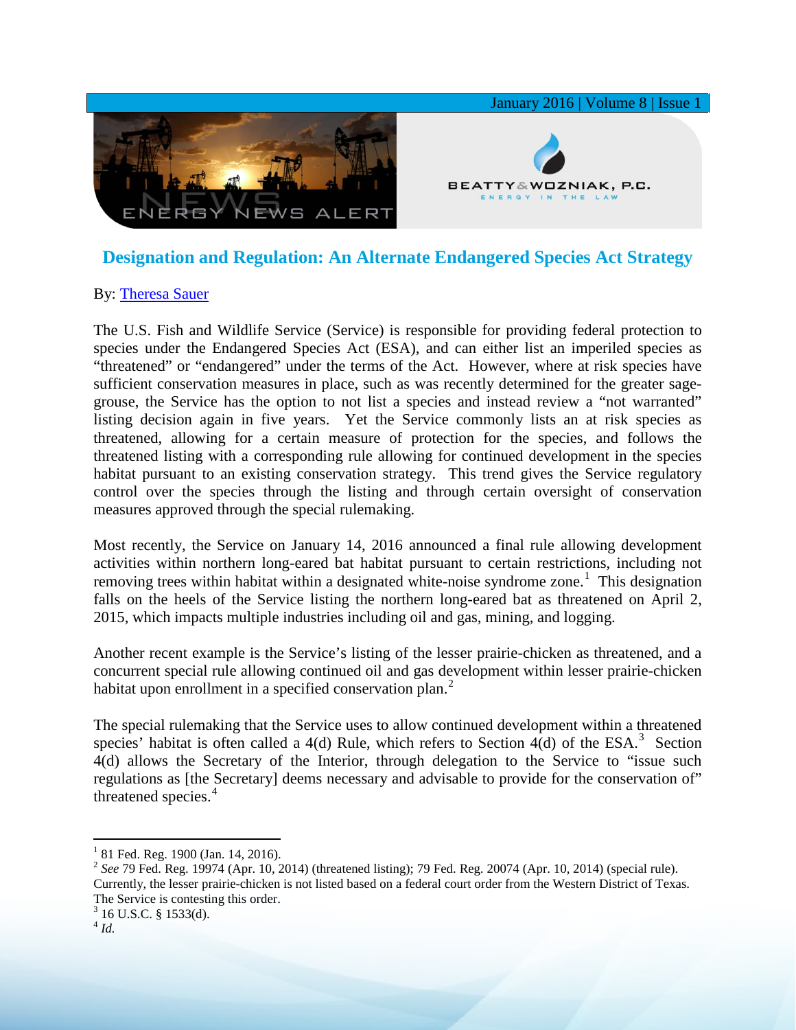# Designation and Regulation: An Alternate Endangered Species Act Strategy

By: Theresa Sauer

The U.S. Fish and Wildlife Service (Service) is responsible for providing federal protection to species under the Endangered Species Act (ESA), and can either list an imperiled species as "threatened" or "endangered" under the terms of the Act. However, where at risk species have sufficient conservation measures in place, such as was recently determined for the greater sage-grouse, the Service has the option to not list a species and instead review a "not warranted" listing decision again in five years. Yet the Service commonly lists an at risk species as threatened, allowing for a certain measure of protection for the species, and follows the threatened listing with a corresponding rule allowing for continued development in the species habitat pursuant to an existing conservation strategy. This trend gives the Service regulatory control over the species through the listing and through certain oversight of conservation measures approved through the special rulemaking.

Most recently, the Service on January 14, 2016 announced a final rule allowing development activities within northern long-eared bat habitat pursuant to certain restrictions, including not removing trees within habitat within a designated white-noise syndrome zone.[1] This designation falls on the heels of the Service listing the northern long-eared bat as threatened on April 2, 2015, which impacts multiple industries including oil and gas, mining, and logging.

Another recent example is the Service's listing of the lesser prairie-chicken as threatened, and a concurrent special rule allowing continued oil and gas development within lesser prairie-chicken habitat upon enrollment in a specified conservation plan.[2]

The special rulemaking that the Service uses to allow continued development within a threatened species' habitat is often called a 4(d) Rule, which refers to Section 4(d) of the ESA.[3] Section 4(d) allows the Secretary of the Interior, through delegation to the Service to "issue such regulations as [the Secretary] deems necessary and advisable to provide for the conservation of" threatened species.[4]

---

[1] 81 Fed. Reg. 1900 (Jan. 14, 2016).

[2] *See* 79 Fed. Reg. 19974 (Apr. 10, 2014) (threatened listing); 79 Fed. Reg. 20074 (Apr. 10, 2014) (special rule). Currently, the lesser prairie-chicken is not listed based on a federal court order from the Western District of Texas. The Service is contesting this order.

[3] 16 U.S.C. § 1533(d).

[4] *Id.*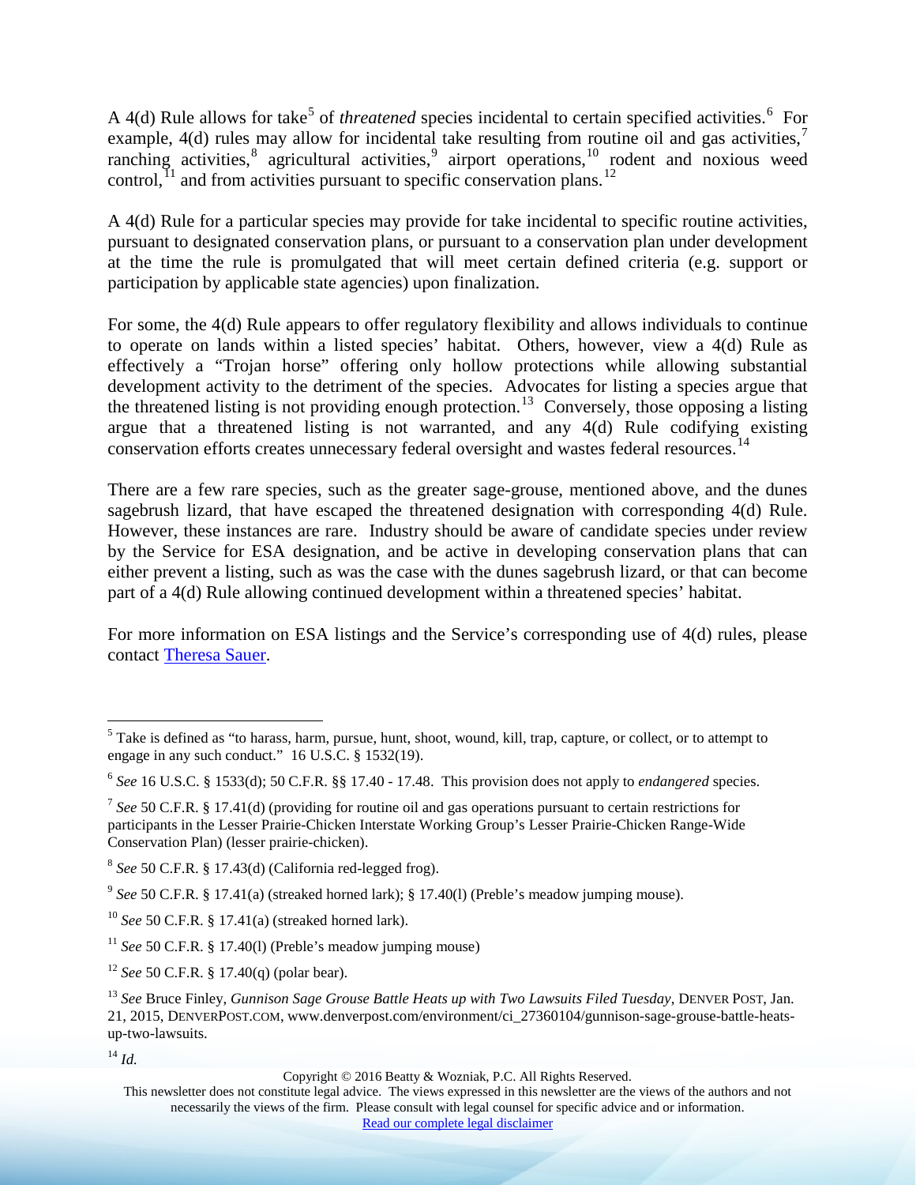A 4(d) Rule allows for take[5] of *threatened* species incidental to certain specified activities.[6] For example, 4(d) rules may allow for incidental take resulting from routine oil and gas activities,[7] ranching activities,[8] agricultural activities,[9] airport operations,[10] rodent and noxious weed control,[11] and from activities pursuant to specific conservation plans.[12]

A 4(d) Rule for a particular species may provide for take incidental to specific routine activities, pursuant to designated conservation plans, or pursuant to a conservation plan under development at the time the rule is promulgated that will meet certain defined criteria (e.g. support or participation by applicable state agencies) upon finalization.

For some, the 4(d) Rule appears to offer regulatory flexibility and allows individuals to continue to operate on lands within a listed species' habitat. Others, however, view a 4(d) Rule as effectively a "Trojan horse" offering only hollow protections while allowing substantial development activity to the detriment of the species. Advocates for listing a species argue that the threatened listing is not providing enough protection.[13] Conversely, those opposing a listing argue that a threatened listing is not warranted, and any 4(d) Rule codifying existing conservation efforts creates unnecessary federal oversight and wastes federal resources.[14]

There are a few rare species, such as the greater sage-grouse, mentioned above, and the dunes sagebrush lizard, that have escaped the threatened designation with corresponding 4(d) Rule. However, these instances are rare. Industry should be aware of candidate species under review by the Service for ESA designation, and be active in developing conservation plans that can either prevent a listing, such as was the case with the dunes sagebrush lizard, or that can become part of a 4(d) Rule allowing continued development within a threatened species' habitat.

For more information on ESA listings and the Service's corresponding use of 4(d) rules, please contact Theresa Sauer.

---

[5] Take is defined as "to harass, harm, pursue, hunt, shoot, wound, kill, trap, capture, or collect, or to attempt to engage in any such conduct." 16 U.S.C. § 1532(19).

[6] *See* 16 U.S.C. § 1533(d); 50 C.F.R. §§ 17.40 - 17.48. This provision does not apply to *endangered* species.

[7] *See* 50 C.F.R. § 17.41(d) (providing for routine oil and gas operations pursuant to certain restrictions for participants in the Lesser Prairie-Chicken Interstate Working Group's Lesser Prairie-Chicken Range-Wide Conservation Plan) (lesser prairie-chicken).

[8] *See* 50 C.F.R. § 17.43(d) (California red-legged frog).

[9] *See* 50 C.F.R. § 17.41(a) (streaked horned lark); § 17.40(l) (Preble's meadow jumping mouse).

[10] *See* 50 C.F.R. § 17.41(a) (streaked horned lark).

[11] *See* 50 C.F.R. § 17.40(l) (Preble's meadow jumping mouse)

[12] *See* 50 C.F.R. § 17.40(q) (polar bear).

[13] *See* Bruce Finley, *Gunnison Sage Grouse Battle Heats up with Two Lawsuits Filed Tuesday*, DENVER POST, Jan. 21, 2015, DENVERPOST.COM, www.denverpost.com/environment/ci_27360104/gunnison-sage-grouse-battle-heats-up-two-lawsuits.

[14] *Id.*

Copyright © 2016 Beatty & Wozniak, P.C. All Rights Reserved.
This newsletter does not constitute legal advice. The views expressed in this newsletter are the views of the authors and not necessarily the views of the firm. Please consult with legal counsel for specific advice and or information.
Read our complete legal disclaimer